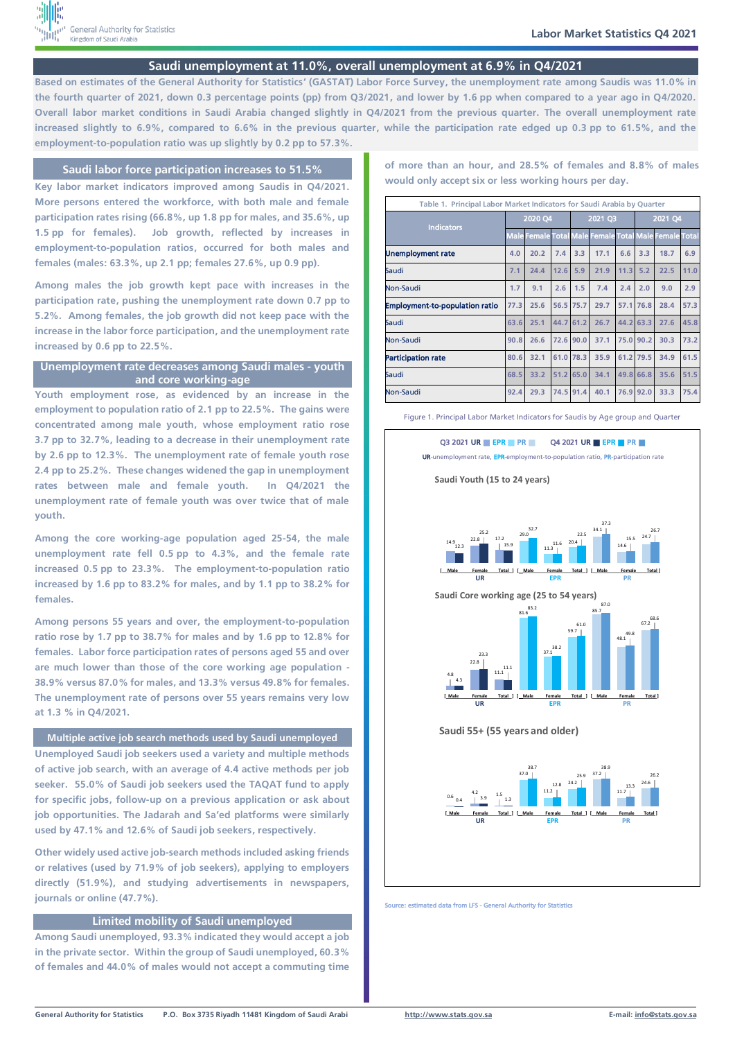# Saudi unemployment at 11.0%, overall unemployment at 6.9% in Q4/2021

**Based on estimates of the General Authority for Statistics' (GASTAT) Labor Force Survey, the unemployment rate among Saudis was 11.0% in the fourth quarter of 2021, down 0.3 percentage points (pp) from Q3/2021, and lower by 1.6 pp when compared to a year ago in Q4/2020. Overall labor market conditions in Saudi Arabia changed slightly in Q4/2021 from the previous quarter. The overall unemployment rate increased slightly to 6.9%, compared to 6.6% in the previous quarter, while the participation rate edged up 0.3 pp to 61.5%, and the employment-to-population ratio was up slightly by 0.2 pp to 57.3%.**

## Saudi labor force participation increases to 51.5%

Key labor market indicators improved among Saudis in Q4/2021. More persons entered the workforce, with both male and female participation rates rising (66.8%, up 1.8 pp for males, and 35.6%, up 1.5 pp for females). Job growth, reflected by increases in employment-to-population ratios, occurred for both males and females (males: 63.3%, up 2.1 pp; females 27.6%, up 0.9 pp).

Among males the job growth kept pace with increases in the participation rate, pushing the unemployment rate down 0.7 pp to 5.2%. Among females, the job growth did not keep pace with the increase in the labor force participation, and the unemployment rate increased by 0.6 pp to 22.5%.

## Unemployment rate decreases among Saudi males - youth and core working-age

Youth employment rose, as evidenced by an increase in the employment to population ratio of 2.1 pp to 22.5%. The gains were concentrated among male youth, whose employment ratio rose 3.7 pp to 32.7%, leading to a decrease in their unemployment rate by 2.6 pp to 12.3%. The unemployment rate of female youth rose 2.4 pp to 25.2%. These changes widened the gap in unemployment rates between male and female youth. In Q4/2021 the unemployment rate of female youth was over twice that of male youth.

Among the core working-age population aged 25-54, the male unemployment rate fell 0.5 pp to 4.3%, and the female rate increased 0.5 pp to 23.3%. The employment-to-population ratio increased by 1.6 pp to 83.2% for males, and by 1.1 pp to 38.2% for females.

Among persons 55 years and over, the employment-to-population ratio rose by 1.7 pp to 38.7% for males and by 1.6 pp to 12.8% for females. Labor force participation rates of persons aged 55 and over are much lower than those of the core working age population - 38.9% versus 87.0% for males, and 13.3% versus 49.8% for females. The unemployment rate of persons over 55 years remains very low at 1.3 % in Q4/2021.

## Multiple active job search methods used by Saudi unemployed

Unemployed Saudi job seekers used a variety and multiple methods of active job search, with an average of 4.4 active methods per job seeker. 55.0% of Saudi job seekers used the TAQAT fund to apply for specific jobs, follow-up on a previous application or ask about job opportunities. The Jadarah and Sa'ed platforms were similarly used by 47.1% and 12.6% of Saudi job seekers, respectively.

Other widely used active job-search methods included asking friends or relatives (used by 71.9% of job seekers), applying to employers directly (51.9%), and studying advertisements in newspapers, journals or online (47.7%).

## Limited mobility of Saudi unemployed

Among Saudi unemployed, 93.3% indicated they would accept a job in the private sector. Within the group of Saudi unemployed, 60.3% of females and 44.0% of males would not accept a commuting time of more than an hour, and 28.5% of females and 8.8% of males would only accept six or less working hours per day.

Table 1. Principal Labor Market Indicators for Saudi Arabia by Quarter

| Indicators | 2020 Q4 | | | 2021 Q3 | | | 2021 Q4 | | |
|---|---|---|---|---|---|---|---|---|---|
| | Male | Female | Total | Male | Female | Total | Male | Female | Total |
| **Unemployment rate** | 4.0 | 20.2 | 7.4 | 3.3 | 17.1 | 6.6 | 3.3 | 18.7 | 6.9 |
| Saudi | 7.1 | 24.4 | 12.6 | 5.9 | 21.9 | 11.3 | 5.2 | 22.5 | 11.0 |
| Non-Saudi | 1.7 | 9.1 | 2.6 | 1.5 | 7.4 | 2.4 | 2.0 | 9.0 | 2.9 |
| **Employment-to-population ratio** | 77.3 | 25.6 | 56.5 | 75.7 | 29.7 | 57.1 | 76.8 | 28.4 | 57.3 |
| Saudi | 63.6 | 25.1 | 44.7 | 61.2 | 26.7 | 44.2 | 63.3 | 27.6 | 45.8 |
| Non-Saudi | 90.8 | 26.6 | 72.6 | 90.0 | 37.1 | 75.0 | 90.2 | 30.3 | 73.2 |
| **Participation rate** | 80.6 | 32.1 | 61.0 | 78.3 | 35.9 | 61.2 | 79.5 | 34.9 | 61.5 |
| Saudi | 68.5 | 33.2 | 51.2 | 65.0 | 34.1 | 49.8 | 66.8 | 35.6 | 51.5 |
| Non-Saudi | 92.4 | 29.3 | 74.5 | 91.4 | 40.1 | 76.9 | 92.0 | 33.3 | 75.4 |

Figure 1. Principal Labor Market Indicators for Saudis by Age group and Quarter

Q3 2021 UR, EPR, PR; Q4 2021 UR, EPR, PR

UR-unemployment rate, EPR-employment-to-population ratio, PR-participation rate

**Saudi Youth (15 to 24 years)**

| | UR Male | UR Female | UR Total | EPR Male | EPR Female | EPR Total | PR Male | PR Female | PR Total |
|---|---|---|---|---|---|---|---|---|---|
| Q3 2021 | 14.9 | 22.8 | 17.2 | 29.0 | 11.3 | 20.4 | 34.1 | 14.6 | 24.7 |
| Q4 2021 | 12.3 | 25.2 | 15.9 | 32.7 | 11.6 | 22.5 | 37.3 | 15.5 | 26.7 |

**Saudi Core working age (25 to 54 years)**

| | UR Male | UR Female | UR Total | EPR Male | EPR Female | EPR Total | PR Male | PR Female | PR Total |
|---|---|---|---|---|---|---|---|---|---|
| Q3 2021 | 4.8 | 22.8 | 11.1 | 81.6 | 37.1 | 59.7 | 85.7 | 48.1 | 67.2 |
| Q4 2021 | 4.3 | 23.3 | 11.1 | 83.2 | 38.2 | 61.0 | 87.0 | 49.8 | 68.6 |

**Saudi 55+ (55 years and older)**

| | UR Male | UR Female | UR Total | EPR Male | EPR Female | EPR Total | PR Male | PR Female | PR Total |
|---|---|---|---|---|---|---|---|---|---|
| Q3 2021 | 0.6 | 4.2 | 1.5 | 37.0 | 11.2 | 24.2 | 37.2 | 11.7 | 24.6 |
| Q4 2021 | 0.4 | 3.9 | 1.3 | 38.7 | 12.8 | 25.9 | 38.9 | 13.3 | 26.2 |

Source: estimated data from LFS - General Authority for Statistics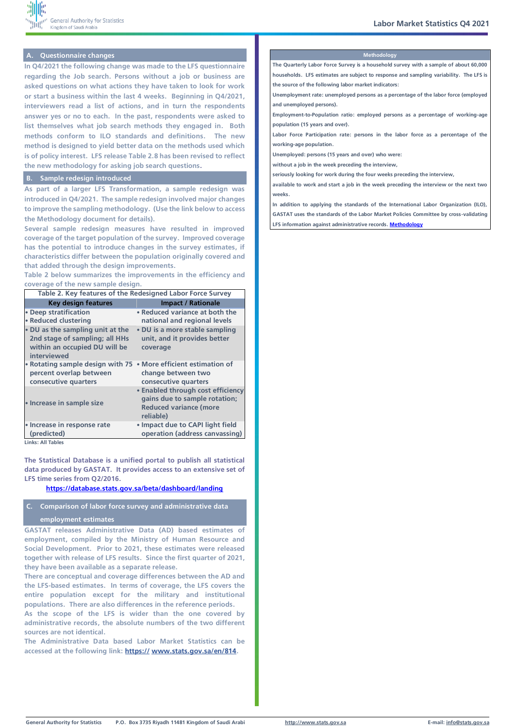## A. Questionnaire changes

In Q4/2021 the following change was made to the LFS questionnaire regarding the Job search. Persons without a job or business are asked questions on what actions they have taken to look for work or start a business within the last 4 weeks. Beginning in Q4/2021, interviewers read a list of actions, and in turn the respondents answer yes or no to each. In the past, respondents were asked to list themselves what job search methods they engaged in. Both methods conform to ILO standards and definitions. The new method is designed to yield better data on the methods used which is of policy interest. LFS release Table 2.8 has been revised to reflect the new methodology for asking job search questions.

## B. Sample redesign introduced

As part of a larger LFS Transformation, a sample redesign was introduced in Q4/2021. The sample redesign involved major changes to improve the sampling methodology. (Use the link below to access the Methodology document for details).

Several sample redesign measures have resulted in improved coverage of the target population of the survey. Improved coverage has the potential to introduce changes in the survey estimates, if characteristics differ between the population originally covered and that added through the design improvements.

Table 2 below summarizes the improvements in the efficiency and coverage of the new sample design.

**Table 2. Key features of the Redesigned Labor Force Survey**

| Key design features | Impact / Rationale |
|---|---|
| • Deep stratification<br>• Reduced clustering | • Reduced variance at both the national and regional levels |
| • DU as the sampling unit at the 2nd stage of sampling; all HHs within an occupied DU will be interviewed | • DU is a more stable sampling unit, and it provides better coverage |
| • Rotating sample design with 75 percent overlap between consecutive quarters | • More efficient estimation of change between two consecutive quarters |
| • Increase in sample size | • Enabled through cost efficiency gains due to sample rotation; Reduced variance (more reliable) |
| • Increase in response rate (predicted) | • Impact due to CAPI light field operation (address canvassing) |

Links: All Tables

The Statistical Database is a unified portal to publish all statistical data produced by GASTAT. It provides access to an extensive set of LFS time series from Q2/2016.

https://database.stats.gov.sa/beta/dashboard/landing

## C. Comparison of labor force survey and administrative data employment estimates

GASTAT releases Administrative Data (AD) based estimates of employment, compiled by the Ministry of Human Resource and Social Development. Prior to 2021, these estimates were released together with release of LFS results. Since the first quarter of 2021, they have been available as a separate release.

There are conceptual and coverage differences between the AD and the LFS-based estimates. In terms of coverage, the LFS covers the entire population except for the military and institutional populations. There are also differences in the reference periods.

As the scope of the LFS is wider than the one covered by administrative records, the absolute numbers of the two different sources are not identical.

The Administrative Data based Labor Market Statistics can be accessed at the following link: https:// www.stats.gov.sa/en/814.

### Methodology

The Quarterly Labor Force Survey is a household survey with a sample of about 60,000 households. LFS estimates are subject to response and sampling variability. The LFS is the source of the following labor market indicators:

Unemployment rate: unemployed persons as a percentage of the labor force (employed and unemployed persons).

Employment-to-Population ratio: employed persons as a percentage of working-age population (15 years and over).

Labor Force Participation rate: persons in the labor force as a percentage of the working-age population.

Unemployed: persons (15 years and over) who were:

without a job in the week preceding the interview,

seriously looking for work during the four weeks preceding the interview,

available to work and start a job in the week preceding the interview or the next two weeks.

In addition to applying the standards of the International Labor Organization (ILO), GASTAT uses the standards of the Labor Market Policies Committee by cross-validating LFS information against administrative records. Methodology